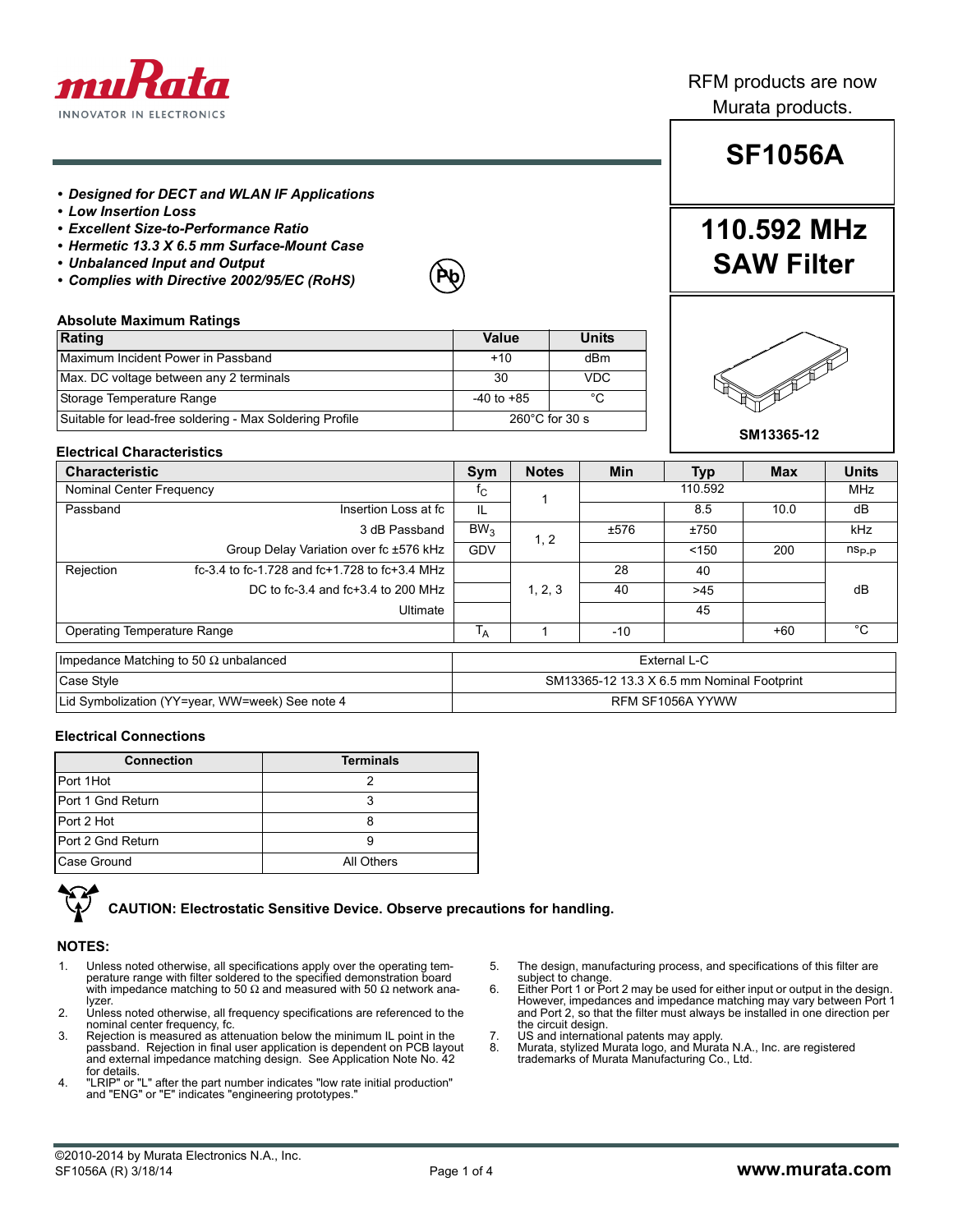RFM products are now Murata products.

# SF1056A

## 110.592 MHz SAW Filter

- ***Designed for DECT and WLAN IF Applications***
- ***Low Insertion Loss***
- ***Excellent Size-to-Performance Ratio***
- ***Hermetic 13.3 X 6.5 mm Surface-Mount Case***
- ***Unbalanced Input and Output***
- ***Complies with Directive 2002/95/EC (RoHS)***

SM13365-12

### Absolute Maximum Ratings

| Rating | Value | Units |
|---|---|---|
| Maximum Incident Power in Passband | +10 | dBm |
| Max. DC voltage between any 2 terminals | 30 | VDC |
| Storage Temperature Range | -40 to +85 | °C |
| Suitable for lead-free soldering - Max Soldering Profile | 260°C for 30 s | |

### Electrical Characteristics

| Characteristic | | Sym | Notes | Min | Typ | Max | Units |
|---|---|---|---|---|---|---|---|
| Nominal Center Frequency | | $f_C$ | 1 | | 110.592 | | MHz |
| Passband | Insertion Loss at fc | IL | | | 8.5 | 10.0 | dB |
| | 3 dB Passband | $BW_3$ | 1, 2 | ±576 | ±750 | | kHz |
| | Group Delay Variation over fc ±576 kHz | GDV | | | <150 | 200 | $ns_{P-P}$ |
| Rejection | fc-3.4 to fc-1.728 and fc+1.728 to fc+3.4 MHz | | 1, 2, 3 | 28 | 40 | | dB |
| | DC to fc-3.4 and fc+3.4 to 200 MHz | | | 40 | >45 | | |
| | Ultimate | | | | 45 | | |
| Operating Temperature Range | | $T_A$ | 1 | -10 | | +60 | °C |

| | |
|---|---|
| Impedance Matching to 50 Ω unbalanced | External L-C |
| Case Style | SM13365-12 13.3 X 6.5 mm Nominal Footprint |
| Lid Symbolization (YY=year, WW=week) See note 4 | RFM SF1056A YYWW |

### Electrical Connections

| Connection | Terminals |
|---|---|
| Port 1Hot | 2 |
| Port 1 Gnd Return | 3 |
| Port 2 Hot | 8 |
| Port 2 Gnd Return | 9 |
| Case Ground | All Others |

**CAUTION: Electrostatic Sensitive Device. Observe precautions for handling.**

### NOTES:

1. Unless noted otherwise, all specifications apply over the operating temperature range with filter soldered to the specified demonstration board with impedance matching to 50 Ω and measured with 50 Ω network analyzer.
2. Unless noted otherwise, all frequency specifications are referenced to the nominal center frequency, fc.
3. Rejection is measured as attenuation below the minimum IL point in the passband. Rejection in final user application is dependent on PCB layout and external impedance matching design. See Application Note No. 42 for details.
4. "LRIP" or "L" after the part number indicates "low rate initial production" and "ENG" or "E" indicates "engineering prototypes."
5. The design, manufacturing process, and specifications of this filter are subject to change.
6. Either Port 1 or Port 2 may be used for either input or output in the design. However, impedances and impedance matching may vary between Port 1 and Port 2, so that the filter must always be installed in one direction per the circuit design.
7. US and international patents may apply.
8. Murata, stylized Murata logo, and Murata N.A., Inc. are registered trademarks of Murata Manufacturing Co., Ltd.

©2010-2014 by Murata Electronics N.A., Inc.
SF1056A (R) 3/18/14

www.murata.com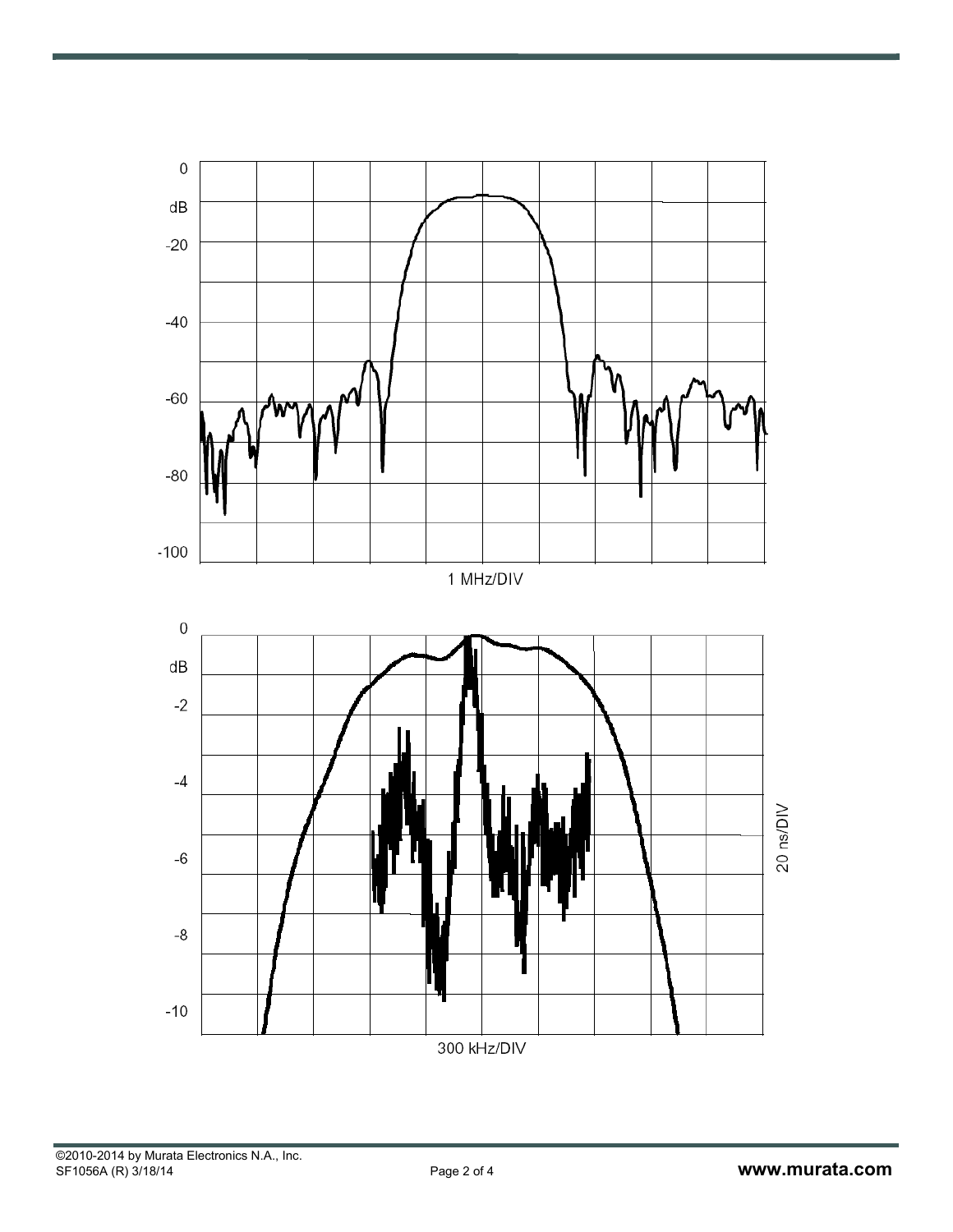0

dB

-20

-40

-60

-80

-100

1 MHz/DIV

0

dB

-2

-4

-6

-8

-10

300 kHz/DIV

20 ns/DIV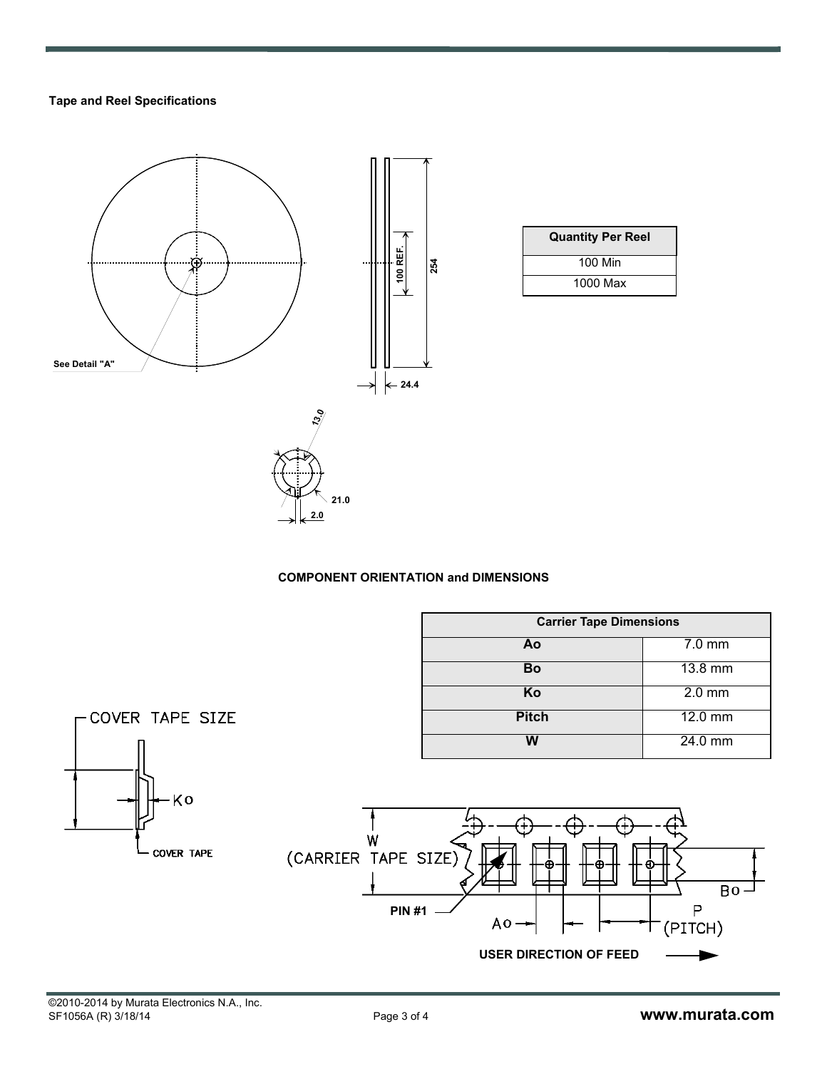**Tape and Reel Specifications**

See Detail "A"

100 REF.

254

24.4

13.0

21.0

2.0

| Quantity Per Reel |
|---|
| 100 Min |
| 1000 Max |

**COMPONENT ORIENTATION and DIMENSIONS**

| Carrier Tape Dimensions | |
|---|---|
| Ao | 7.0 mm |
| Bo | 13.8 mm |
| Ko | 2.0 mm |
| Pitch | 12.0 mm |
| W | 24.0 mm |

COVER TAPE SIZE

Ko

COVER TAPE

W (CARRIER TAPE SIZE)

PIN #1

Ao

Bo

P (PITCH)

USER DIRECTION OF FEED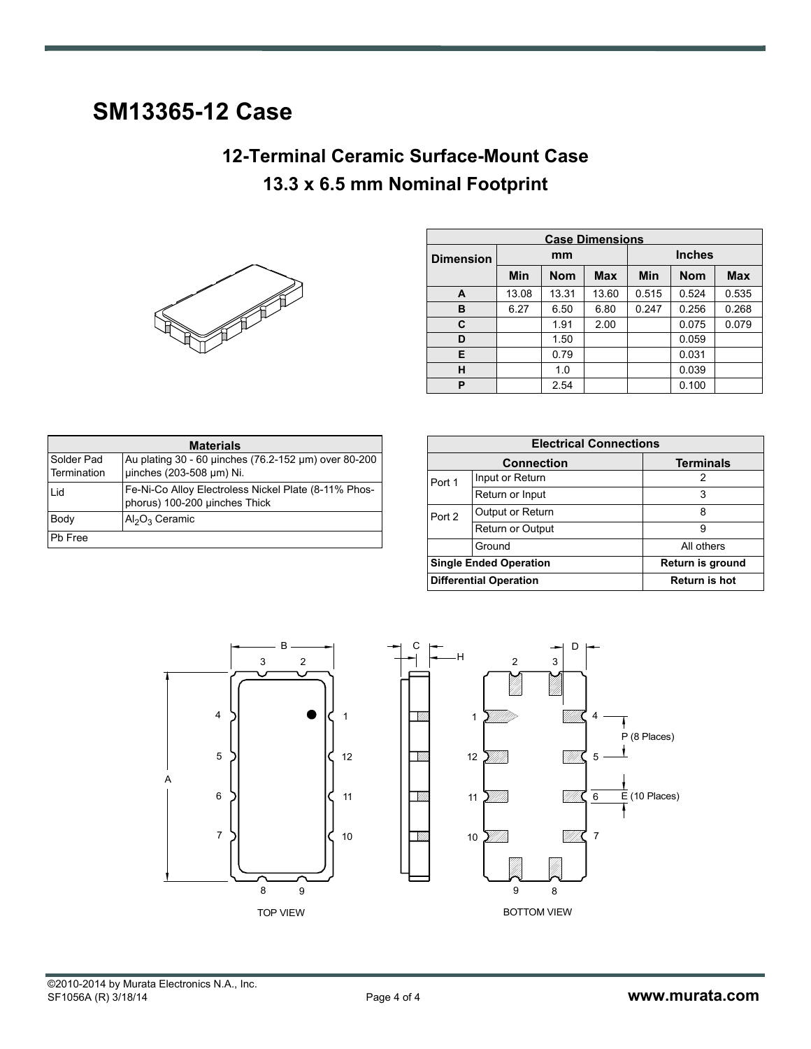# SM13365-12 Case

## 12-Terminal Ceramic Surface-Mount Case

## 13.3 x 6.5 mm Nominal Footprint

| Case Dimensions | | | | | | |
|---|---|---|---|---|---|---|
| Dimension | mm | | | Inches | | |
| | Min | Nom | Max | Min | Nom | Max |
| A | 13.08 | 13.31 | 13.60 | 0.515 | 0.524 | 0.535 |
| B | 6.27 | 6.50 | 6.80 | 0.247 | 0.256 | 0.268 |
| C | | 1.91 | 2.00 | | 0.075 | 0.079 |
| D | | 1.50 | | | 0.059 | |
| E | | 0.79 | | | 0.031 | |
| H | | 1.0 | | | 0.039 | |
| P | | 2.54 | | | 0.100 | |

| Materials | |
|---|---|
| Solder Pad Termination | Au plating 30 - 60 µinches (76.2-152 µm) over 80-200 µinches (203-508 µm) Ni. |
| Lid | Fe-Ni-Co Alloy Electroless Nickel Plate (8-11% Phosphorus) 100-200 µinches Thick |
| Body | $Al_2O_3$ Ceramic |
| Pb Free | |

| Electrical Connections | | |
|---|---|---|
| Connection | | Terminals |
| Port 1 | Input or Return | 2 |
| | Return or Input | 3 |
| Port 2 | Output or Return | 8 |
| | Return or Output | 9 |
| | Ground | All others |
| **Single Ended Operation** | | **Return is ground** |
| **Differential Operation** | | **Return is hot** |

TOP VIEW

BOTTOM VIEW

P (8 Places)

E (10 Places)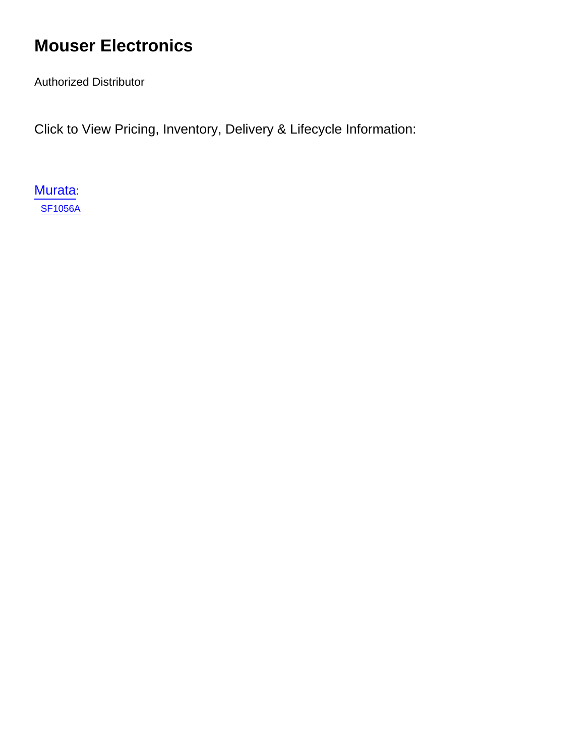# Mouser Electronics

Authorized Distributor

Click to View Pricing, Inventory, Delivery & Lifecycle Information:

Murata:

SF1056A